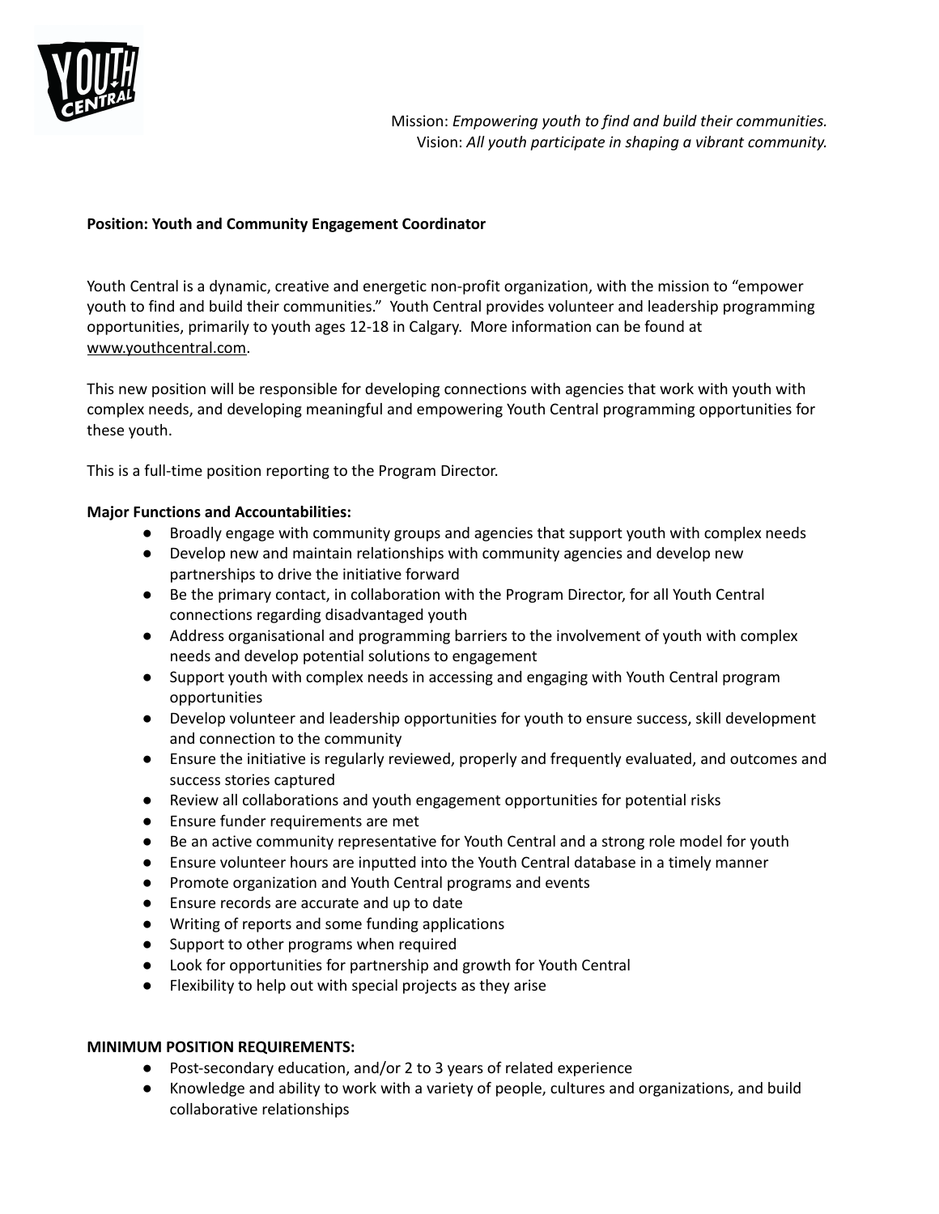Mission: *Empowering youth to find and build their communities.*
Vision: *All youth participate in shaping a vibrant community.*

**Position: Youth and Community Engagement Coordinator**

Youth Central is a dynamic, creative and energetic non-profit organization, with the mission to "empower youth to find and build their communities." Youth Central provides volunteer and leadership programming opportunities, primarily to youth ages 12-18 in Calgary. More information can be found at www.youthcentral.com.

This new position will be responsible for developing connections with agencies that work with youth with complex needs, and developing meaningful and empowering Youth Central programming opportunities for these youth.

This is a full-time position reporting to the Program Director.

**Major Functions and Accountabilities:**

- Broadly engage with community groups and agencies that support youth with complex needs
- Develop new and maintain relationships with community agencies and develop new partnerships to drive the initiative forward
- Be the primary contact, in collaboration with the Program Director, for all Youth Central connections regarding disadvantaged youth
- Address organisational and programming barriers to the involvement of youth with complex needs and develop potential solutions to engagement
- Support youth with complex needs in accessing and engaging with Youth Central program opportunities
- Develop volunteer and leadership opportunities for youth to ensure success, skill development and connection to the community
- Ensure the initiative is regularly reviewed, properly and frequently evaluated, and outcomes and success stories captured
- Review all collaborations and youth engagement opportunities for potential risks
- Ensure funder requirements are met
- Be an active community representative for Youth Central and a strong role model for youth
- Ensure volunteer hours are inputted into the Youth Central database in a timely manner
- Promote organization and Youth Central programs and events
- Ensure records are accurate and up to date
- Writing of reports and some funding applications
- Support to other programs when required
- Look for opportunities for partnership and growth for Youth Central
- Flexibility to help out with special projects as they arise

**MINIMUM POSITION REQUIREMENTS:**

- Post-secondary education, and/or 2 to 3 years of related experience
- Knowledge and ability to work with a variety of people, cultures and organizations, and build collaborative relationships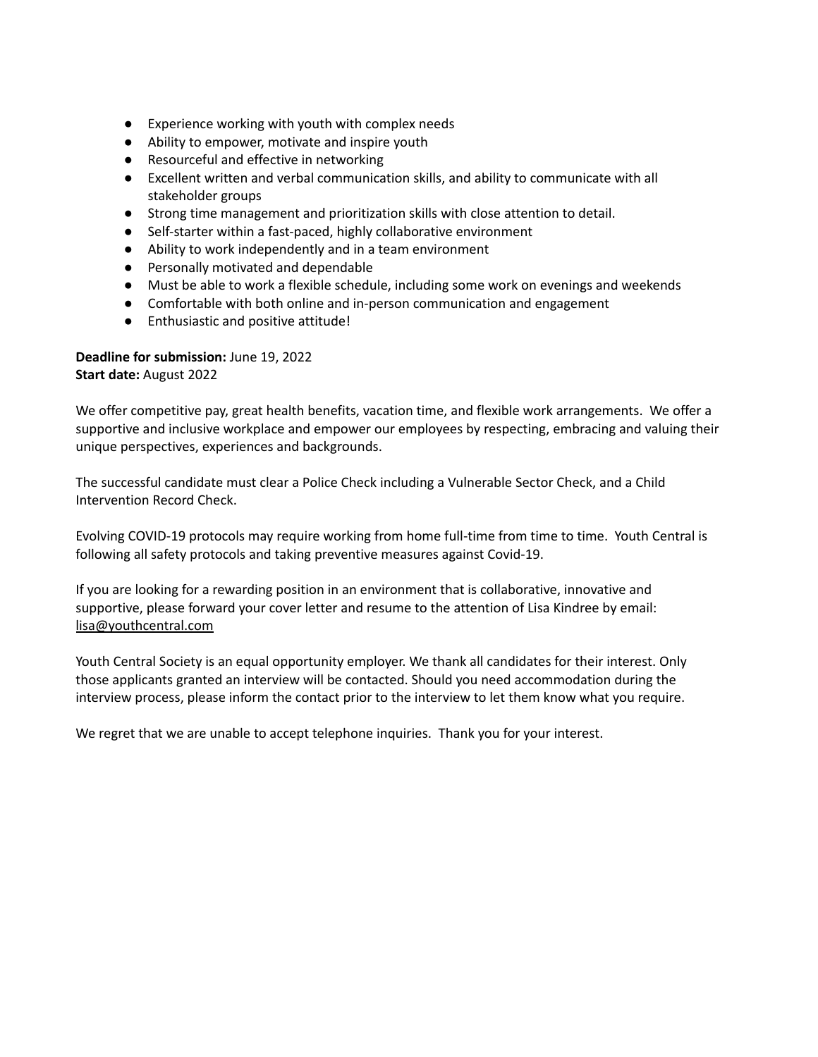- Experience working with youth with complex needs
- Ability to empower, motivate and inspire youth
- Resourceful and effective in networking
- Excellent written and verbal communication skills, and ability to communicate with all stakeholder groups
- Strong time management and prioritization skills with close attention to detail.
- Self-starter within a fast-paced, highly collaborative environment
- Ability to work independently and in a team environment
- Personally motivated and dependable
- Must be able to work a flexible schedule, including some work on evenings and weekends
- Comfortable with both online and in-person communication and engagement
- Enthusiastic and positive attitude!

**Deadline for submission:** June 19, 2022
**Start date:** August 2022

We offer competitive pay, great health benefits, vacation time, and flexible work arrangements. We offer a supportive and inclusive workplace and empower our employees by respecting, embracing and valuing their unique perspectives, experiences and backgrounds.

The successful candidate must clear a Police Check including a Vulnerable Sector Check, and a Child Intervention Record Check.

Evolving COVID-19 protocols may require working from home full-time from time to time. Youth Central is following all safety protocols and taking preventive measures against Covid-19.

If you are looking for a rewarding position in an environment that is collaborative, innovative and supportive, please forward your cover letter and resume to the attention of Lisa Kindree by email: lisa@youthcentral.com

Youth Central Society is an equal opportunity employer. We thank all candidates for their interest. Only those applicants granted an interview will be contacted. Should you need accommodation during the interview process, please inform the contact prior to the interview to let them know what you require.

We regret that we are unable to accept telephone inquiries. Thank you for your interest.